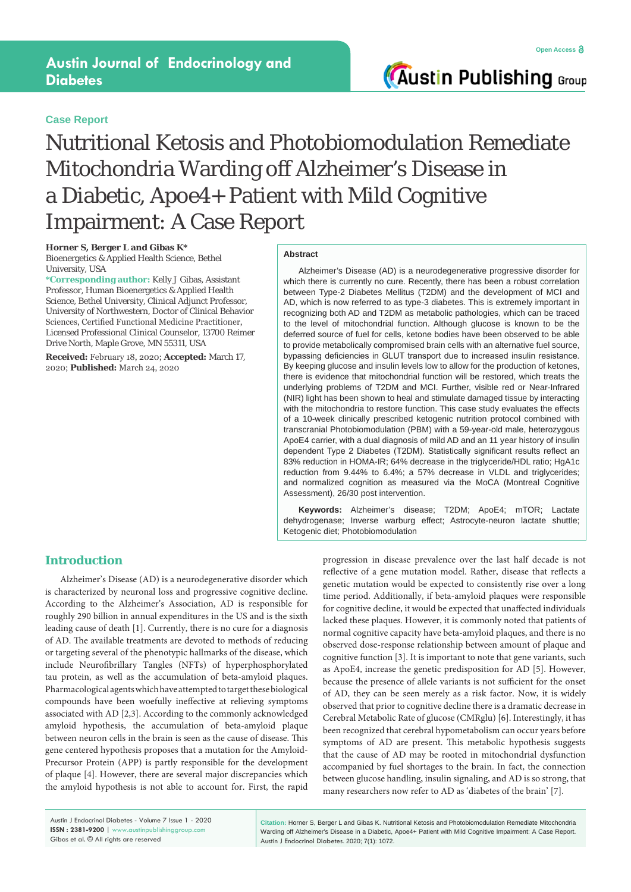Case Report

# Nutritional Ketosis and Photobiomodulation Remediate Mitochondria Warding off Alzheimer's Disease in a Diabetic, Apoe4+ Patient with Mild Cognitive Impairment: A Case Report

**Horner S, Berger L and Gibas K***

Bioenergetics & Applied Health Science, Bethel University, USA

***Corresponding author:** Kelly J Gibas, Assistant Professor, Human Bioenergetics & Applied Health Science, Bethel University, Clinical Adjunct Professor, University of Northwestern, Doctor of Clinical Behavior Sciences, Certified Functional Medicine Practitioner, Licensed Professional Clinical Counselor, 13700 Reimer Drive North, Maple Grove, MN 55311, USA

**Received:** February 18, 2020; **Accepted:** March 17, 2020; **Published:** March 24, 2020

## Abstract

Alzheimer's Disease (AD) is a neurodegenerative progressive disorder for which there is currently no cure. Recently, there has been a robust correlation between Type-2 Diabetes Mellitus (T2DM) and the development of MCI and AD, which is now referred to as type-3 diabetes. This is extremely important in recognizing both AD and T2DM as metabolic pathologies, which can be traced to the level of mitochondrial function. Although glucose is known to be the deferred source of fuel for cells, ketone bodies have been observed to be able to provide metabolically compromised brain cells with an alternative fuel source, bypassing deficiencies in GLUT transport due to increased insulin resistance. By keeping glucose and insulin levels low to allow for the production of ketones, there is evidence that mitochondrial function will be restored, which treats the underlying problems of T2DM and MCI. Further, visible red or Near-Infrared (NIR) light has been shown to heal and stimulate damaged tissue by interacting with the mitochondria to restore function. This case study evaluates the effects of a 10-week clinically prescribed ketogenic nutrition protocol combined with transcranial Photobiomodulation (PBM) with a 59-year-old male, heterozygous ApoE4 carrier, with a dual diagnosis of mild AD and an 11 year history of insulin dependent Type 2 Diabetes (T2DM). Statistically significant results reflect an 83% reduction in HOMA-IR; 64% decrease in the triglyceride/HDL ratio; HgA1c reduction from 9.44% to 6.4%; a 57% decrease in VLDL and triglycerides; and normalized cognition as measured via the MoCA (Montreal Cognitive Assessment), 26/30 post intervention.

**Keywords:** Alzheimer's disease; T2DM; ApoE4; mTOR; Lactate dehydrogenase; Inverse warburg effect; Astrocyte-neuron lactate shuttle; Ketogenic diet; Photobiomodulation

## Introduction

Alzheimer's Disease (AD) is a neurodegenerative disorder which is characterized by neuronal loss and progressive cognitive decline. According to the Alzheimer's Association, AD is responsible for roughly 290 billion in annual expenditures in the US and is the sixth leading cause of death [1]. Currently, there is no cure for a diagnosis of AD. The available treatments are devoted to methods of reducing or targeting several of the phenotypic hallmarks of the disease, which include Neurofibrillary Tangles (NFTs) of hyperphosphorylated tau protein, as well as the accumulation of beta-amyloid plaques. Pharmacological agents which have attempted to target these biological compounds have been woefully ineffective at relieving symptoms associated with AD [2,3]. According to the commonly acknowledged amyloid hypothesis, the accumulation of beta-amyloid plaque between neuron cells in the brain is seen as the cause of disease. This gene centered hypothesis proposes that a mutation for the Amyloid-Precursor Protein (APP) is partly responsible for the development of plaque [4]. However, there are several major discrepancies which the amyloid hypothesis is not able to account for. First, the rapid progression in disease prevalence over the last half decade is not reflective of a gene mutation model. Rather, disease that reflects a genetic mutation would be expected to consistently rise over a long time period. Additionally, if beta-amyloid plaques were responsible for cognitive decline, it would be expected that unaffected individuals lacked these plaques. However, it is commonly noted that patients of normal cognitive capacity have beta-amyloid plaques, and there is no observed dose-response relationship between amount of plaque and cognitive function [3]. It is important to note that gene variants, such as ApoE4, increase the genetic predisposition for AD [5]. However, because the presence of allele variants is not sufficient for the onset of AD, they can be seen merely as a risk factor. Now, it is widely observed that prior to cognitive decline there is a dramatic decrease in Cerebral Metabolic Rate of glucose (CMRglu) [6]. Interestingly, it has been recognized that cerebral hypometabolism can occur years before symptoms of AD are present. This metabolic hypothesis suggests that the cause of AD may be rooted in mitochondrial dysfunction accompanied by fuel shortages to the brain. In fact, the connection between glucose handling, insulin signaling, and AD is so strong, that many researchers now refer to AD as 'diabetes of the brain' [7].

**Citation:** Horner S, Berger L and Gibas K. Nutritional Ketosis and Photobiomodulation Remediate Mitochondria Warding off Alzheimer's Disease in a Diabetic, Apoe4+ Patient with Mild Cognitive Impairment: A Case Report. Austin J Endocrinol Diabetes. 2020; 7(1): 1072.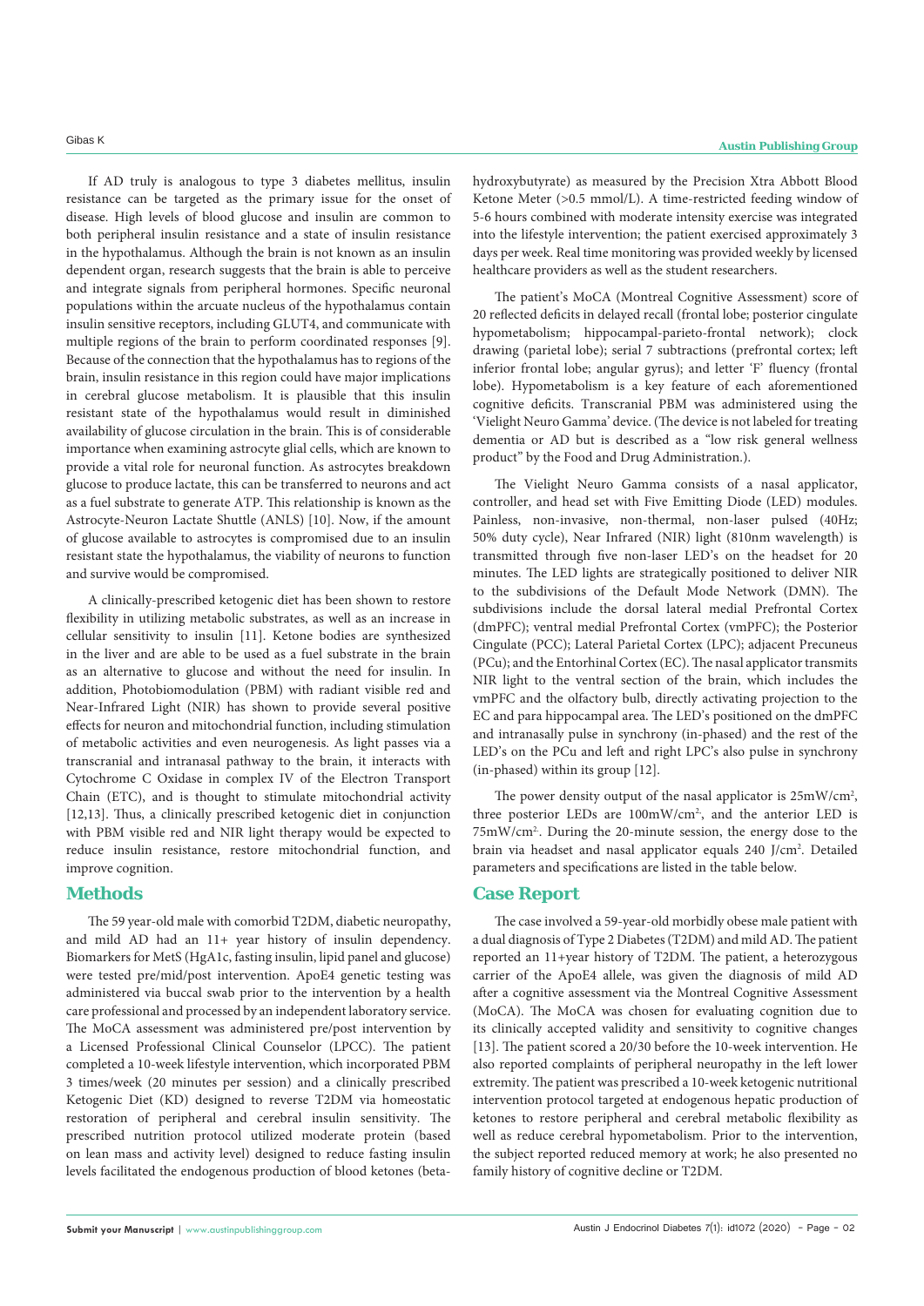If AD truly is analogous to type 3 diabetes mellitus, insulin resistance can be targeted as the primary issue for the onset of disease. High levels of blood glucose and insulin are common to both peripheral insulin resistance and a state of insulin resistance in the hypothalamus. Although the brain is not known as an insulin dependent organ, research suggests that the brain is able to perceive and integrate signals from peripheral hormones. Specific neuronal populations within the arcuate nucleus of the hypothalamus contain insulin sensitive receptors, including GLUT4, and communicate with multiple regions of the brain to perform coordinated responses [9]. Because of the connection that the hypothalamus has to regions of the brain, insulin resistance in this region could have major implications in cerebral glucose metabolism. It is plausible that this insulin resistant state of the hypothalamus would result in diminished availability of glucose circulation in the brain. This is of considerable importance when examining astrocyte glial cells, which are known to provide a vital role for neuronal function. As astrocytes breakdown glucose to produce lactate, this can be transferred to neurons and act as a fuel substrate to generate ATP. This relationship is known as the Astrocyte-Neuron Lactate Shuttle (ANLS) [10]. Now, if the amount of glucose available to astrocytes is compromised due to an insulin resistant state the hypothalamus, the viability of neurons to function and survive would be compromised.

A clinically-prescribed ketogenic diet has been shown to restore flexibility in utilizing metabolic substrates, as well as an increase in cellular sensitivity to insulin [11]. Ketone bodies are synthesized in the liver and are able to be used as a fuel substrate in the brain as an alternative to glucose and without the need for insulin. In addition, Photobiomodulation (PBM) with radiant visible red and Near-Infrared Light (NIR) has shown to provide several positive effects for neuron and mitochondrial function, including stimulation of metabolic activities and even neurogenesis. As light passes via a transcranial and intranasal pathway to the brain, it interacts with Cytochrome C Oxidase in complex IV of the Electron Transport Chain (ETC), and is thought to stimulate mitochondrial activity [12,13]. Thus, a clinically prescribed ketogenic diet in conjunction with PBM visible red and NIR light therapy would be expected to reduce insulin resistance, restore mitochondrial function, and improve cognition.

## Methods

The 59 year-old male with comorbid T2DM, diabetic neuropathy, and mild AD had an 11+ year history of insulin dependency. Biomarkers for MetS (HgA1c, fasting insulin, lipid panel and glucose) were tested pre/mid/post intervention. ApoE4 genetic testing was administered via buccal swab prior to the intervention by a health care professional and processed by an independent laboratory service. The MoCA assessment was administered pre/post intervention by a Licensed Professional Clinical Counselor (LPCC). The patient completed a 10-week lifestyle intervention, which incorporated PBM 3 times/week (20 minutes per session) and a clinically prescribed Ketogenic Diet (KD) designed to reverse T2DM via homeostatic restoration of peripheral and cerebral insulin sensitivity. The prescribed nutrition protocol utilized moderate protein (based on lean mass and activity level) designed to reduce fasting insulin levels facilitated the endogenous production of blood ketones (beta-hydroxybutyrate) as measured by the Precision Xtra Abbott Blood Ketone Meter (>0.5 mmol/L). A time-restricted feeding window of 5-6 hours combined with moderate intensity exercise was integrated into the lifestyle intervention; the patient exercised approximately 3 days per week. Real time monitoring was provided weekly by licensed healthcare providers as well as the student researchers.

The patient's MoCA (Montreal Cognitive Assessment) score of 20 reflected deficits in delayed recall (frontal lobe; posterior cingulate hypometabolism; hippocampal-parieto-frontal network); clock drawing (parietal lobe); serial 7 subtractions (prefrontal cortex; left inferior frontal lobe; angular gyrus); and letter 'F' fluency (frontal lobe). Hypometabolism is a key feature of each aforementioned cognitive deficits. Transcranial PBM was administered using the 'Vielight Neuro Gamma' device. (The device is not labeled for treating dementia or AD but is described as a "low risk general wellness product" by the Food and Drug Administration.).

The Vielight Neuro Gamma consists of a nasal applicator, controller, and head set with Five Emitting Diode (LED) modules. Painless, non-invasive, non-thermal, non-laser pulsed (40Hz; 50% duty cycle), Near Infrared (NIR) light (810nm wavelength) is transmitted through five non-laser LED's on the headset for 20 minutes. The LED lights are strategically positioned to deliver NIR to the subdivisions of the Default Mode Network (DMN). The subdivisions include the dorsal lateral medial Prefrontal Cortex (dmPFC); ventral medial Prefrontal Cortex (vmPFC); the Posterior Cingulate (PCC); Lateral Parietal Cortex (LPC); adjacent Precuneus (PCu); and the Entorhinal Cortex (EC). The nasal applicator transmits NIR light to the ventral section of the brain, which includes the vmPFC and the olfactory bulb, directly activating projection to the EC and para hippocampal area. The LED's positioned on the dmPFC and intranasally pulse in synchrony (in-phased) and the rest of the LED's on the PCu and left and right LPC's also pulse in synchrony (in-phased) within its group [12].

The power density output of the nasal applicator is 25mW/cm$^2$, three posterior LEDs are 100mW/cm$^2$, and the anterior LED is 75mW/cm$^2$. During the 20-minute session, the energy dose to the brain via headset and nasal applicator equals 240 J/cm$^2$. Detailed parameters and specifications are listed in the table below.

## Case Report

The case involved a 59-year-old morbidly obese male patient with a dual diagnosis of Type 2 Diabetes (T2DM) and mild AD. The patient reported an 11+year history of T2DM. The patient, a heterozygous carrier of the ApoE4 allele, was given the diagnosis of mild AD after a cognitive assessment via the Montreal Cognitive Assessment (MoCA). The MoCA was chosen for evaluating cognition due to its clinically accepted validity and sensitivity to cognitive changes [13]. The patient scored a 20/30 before the 10-week intervention. He also reported complaints of peripheral neuropathy in the left lower extremity. The patient was prescribed a 10-week ketogenic nutritional intervention protocol targeted at endogenous hepatic production of ketones to restore peripheral and cerebral metabolic flexibility as well as reduce cerebral hypometabolism. Prior to the intervention, the subject reported reduced memory at work; he also presented no family history of cognitive decline or T2DM.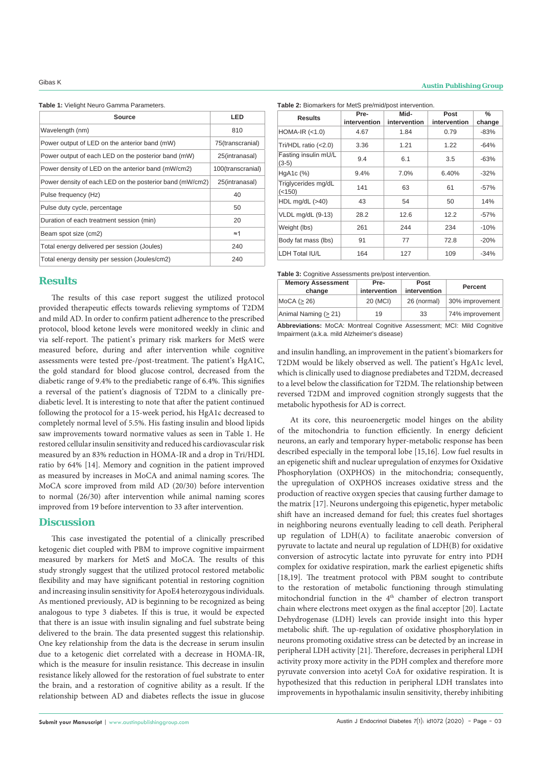**Table 1:** Vielight Neuro Gamma Parameters.

| Source | LED |
|---|---|
| Wavelength (nm) | 810 |
| Power output of LED on the anterior band (mW) | 75(transcranial) |
| Power output of each LED on the posterior band (mW) | 25(intranasal) |
| Power density of LED on the anterior band (mW/cm2) | 100(transcranial) |
| Power density of each LED on the posterior band (mW/cm2) | 25(intranasal) |
| Pulse frequency (Hz) | 40 |
| Pulse duty cycle, percentage | 50 |
| Duration of each treatment session (min) | 20 |
| Beam spot size (cm2) | ≈1 |
| Total energy delivered per session (Joules) | 240 |
| Total energy density per session (Joules/cm2) | 240 |

## Results

The results of this case report suggest the utilized protocol provided therapeutic effects towards relieving symptoms of T2DM and mild AD. In order to confirm patient adherence to the prescribed protocol, blood ketone levels were monitored weekly in clinic and via self-report. The patient's primary risk markers for MetS were measured before, during and after intervention while cognitive assessments were tested pre-/post-treatment. The patient's HgA1C, the gold standard for blood glucose control, decreased from the diabetic range of 9.4% to the prediabetic range of 6.4%. This signifies a reversal of the patient's diagnosis of T2DM to a clinically pre-diabetic level. It is interesting to note that after the patient continued following the protocol for a 15-week period, his HgA1c decreased to completely normal level of 5.5%. His fasting insulin and blood lipids saw improvements toward normative values as seen in Table 1. He restored cellular insulin sensitivity and reduced his cardiovascular risk measured by an 83% reduction in HOMA-IR and a drop in Tri/HDL ratio by 64% [14]. Memory and cognition in the patient improved as measured by increases in MoCA and animal naming scores. The MoCA score improved from mild AD (20/30) before intervention to normal (26/30) after intervention while animal naming scores improved from 19 before intervention to 33 after intervention.

## Discussion

This case investigated the potential of a clinically prescribed ketogenic diet coupled with PBM to improve cognitive impairment measured by markers for MetS and MoCA. The results of this study strongly suggest that the utilized protocol restored metabolic flexibility and may have significant potential in restoring cognition and increasing insulin sensitivity for ApoE4 heterozygous individuals. As mentioned previously, AD is beginning to be recognized as being analogous to type 3 diabetes. If this is true, it would be expected that there is an issue with insulin signaling and fuel substrate being delivered to the brain. The data presented suggest this relationship. One key relationship from the data is the decrease in serum insulin due to a ketogenic diet correlated with a decrease in HOMA-IR, which is the measure for insulin resistance. This decrease in insulin resistance likely allowed for the restoration of fuel substrate to enter the brain, and a restoration of cognitive ability as a result. If the relationship between AD and diabetes reflects the issue in glucose and insulin handling, an improvement in the patient's biomarkers for T2DM would be likely observed as well. The patient's HgA1c level, which is clinically used to diagnose prediabetes and T2DM, decreased to a level below the classification for T2DM. The relationship between reversed T2DM and improved cognition strongly suggests that the metabolic hypothesis for AD is correct.

**Table 2:** Biomarkers for MetS pre/mid/post intervention.

| Results | Pre-intervention | Mid-intervention | Post intervention | % change |
|---|---|---|---|---|
| HOMA-IR (<1.0) | 4.67 | 1.84 | 0.79 | -83% |
| Tri/HDL ratio (<2.0) | 3.36 | 1.21 | 1.22 | -64% |
| Fasting insulin mU/L (3-5) | 9.4 | 6.1 | 3.5 | -63% |
| HgA1c (%) | 9.4% | 7.0% | 6.40% | -32% |
| Triglycerides mg/dL (<150) | 141 | 63 | 61 | -57% |
| HDL mg/dL (>40) | 43 | 54 | 50 | 14% |
| VLDL mg/dL (9-13) | 28.2 | 12.6 | 12.2 | -57% |
| Weight (lbs) | 261 | 244 | 234 | -10% |
| Body fat mass (lbs) | 91 | 77 | 72.8 | -20% |
| LDH Total IU/L | 164 | 127 | 109 | -34% |

**Table 3:** Cognitive Assessments pre/post intervention.

| Memory Assessment change | Pre-intervention | Post intervention | Percent |
|---|---|---|---|
| MoCA (≥ 26) | 20 (MCI) | 26 (normal) | 30% improvement |
| Animal Naming (≥ 21) | 19 | 33 | 74% improvement |

**Abbreviations:** MoCA: Montreal Cognitive Assessment; MCI: Mild Cognitive Impairment (a.k.a. mild Alzheimer's disease)

At its core, this neuroenergetic model hinges on the ability of the mitochondria to function efficiently. In energy deficient neurons, an early and temporary hyper-metabolic response has been described especially in the temporal lobe [15,16]. Low fuel results in an epigenetic shift and nuclear upregulation of enzymes for Oxidative Phosphorylation (OXPHOS) in the mitochondria; consequently, the upregulation of OXPHOS increases oxidative stress and the production of reactive oxygen species that causing further damage to the matrix [17]. Neurons undergoing this epigenetic, hyper metabolic shift have an increased demand for fuel; this creates fuel shortages in neighboring neurons eventually leading to cell death. Peripheral up regulation of LDH(A) to facilitate anaerobic conversion of pyruvate to lactate and neural up regulation of LDH(B) for oxidative conversion of astrocytic lactate into pyruvate for entry into PDH complex for oxidative respiration, mark the earliest epigenetic shifts [18,19]. The treatment protocol with PBM sought to contribute to the restoration of metabolic functioning through stimulating mitochondrial function in the 4th chamber of electron transport chain where electrons meet oxygen as the final acceptor [20]. Lactate Dehydrogenase (LDH) levels can provide insight into this hyper metabolic shift. The up-regulation of oxidative phosphorylation in neurons promoting oxidative stress can be detected by an increase in peripheral LDH activity [21]. Therefore, decreases in peripheral LDH activity proxy more activity in the PDH complex and therefore more pyruvate conversion into acetyl CoA for oxidative respiration. It is hypothesized that this reduction in peripheral LDH translates into improvements in hypothalamic insulin sensitivity, thereby inhibiting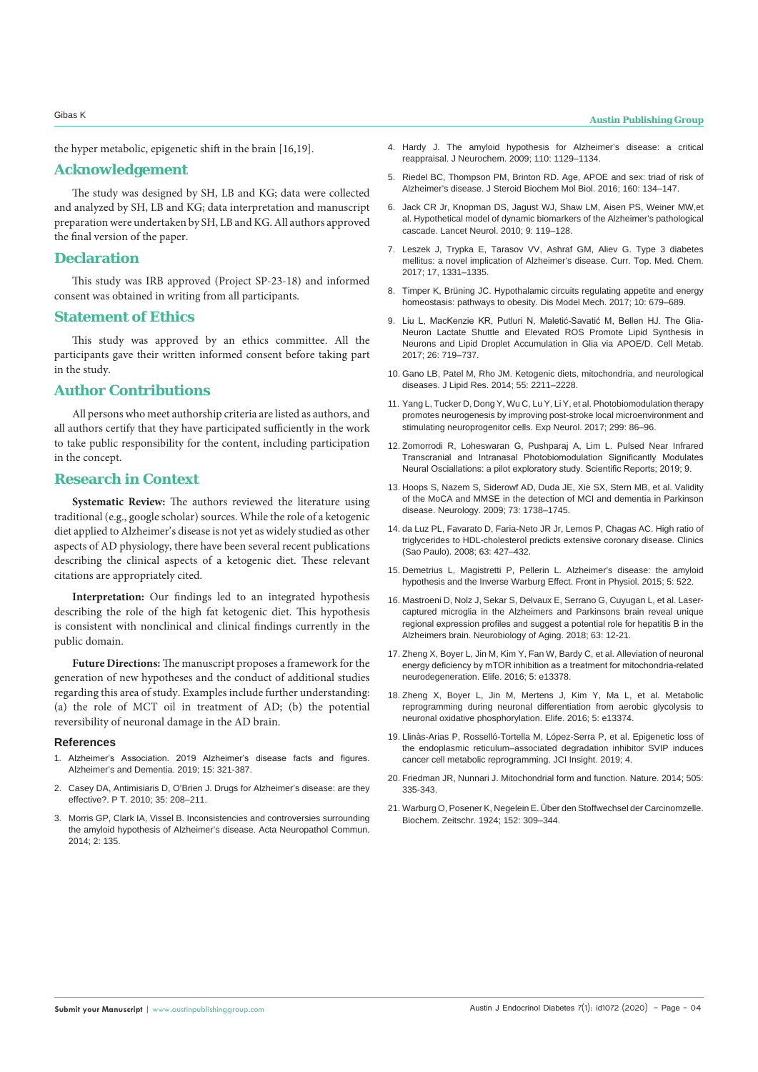the hyper metabolic, epigenetic shift in the brain [16,19].

## Acknowledgement

The study was designed by SH, LB and KG; data were collected and analyzed by SH, LB and KG; data interpretation and manuscript preparation were undertaken by SH, LB and KG. All authors approved the final version of the paper.

## Declaration

This study was IRB approved (Project SP-23-18) and informed consent was obtained in writing from all participants.

## Statement of Ethics

This study was approved by an ethics committee. All the participants gave their written informed consent before taking part in the study.

## Author Contributions

All persons who meet authorship criteria are listed as authors, and all authors certify that they have participated sufficiently in the work to take public responsibility for the content, including participation in the concept.

## Research in Context

**Systematic Review:** The authors reviewed the literature using traditional (e.g., google scholar) sources. While the role of a ketogenic diet applied to Alzheimer's disease is not yet as widely studied as other aspects of AD physiology, there have been several recent publications describing the clinical aspects of a ketogenic diet. These relevant citations are appropriately cited.

**Interpretation:** Our findings led to an integrated hypothesis describing the role of the high fat ketogenic diet. This hypothesis is consistent with nonclinical and clinical findings currently in the public domain.

**Future Directions:** The manuscript proposes a framework for the generation of new hypotheses and the conduct of additional studies regarding this area of study. Examples include further understanding: (a) the role of MCT oil in treatment of AD; (b) the potential reversibility of neuronal damage in the AD brain.

## References

1. Alzheimer's Association. 2019 Alzheimer's disease facts and figures. Alzheimer's and Dementia. 2019; 15: 321-387.
2. Casey DA, Antimisiaris D, O'Brien J. Drugs for Alzheimer's disease: are they effective?. P T. 2010; 35: 208–211.
3. Morris GP, Clark IA, Vissel B. Inconsistencies and controversies surrounding the amyloid hypothesis of Alzheimer's disease. Acta Neuropathol Commun. 2014; 2: 135.
4. Hardy J. The amyloid hypothesis for Alzheimer's disease: a critical reappraisal. J Neurochem. 2009; 110: 1129–1134.
5. Riedel BC, Thompson PM, Brinton RD. Age, APOE and sex: triad of risk of Alzheimer's disease. J Steroid Biochem Mol Biol. 2016; 160: 134–147.
6. Jack CR Jr, Knopman DS, Jagust WJ, Shaw LM, Aisen PS, Weiner MW,et al. Hypothetical model of dynamic biomarkers of the Alzheimer's pathological cascade. Lancet Neurol. 2010; 9: 119–128.
7. Leszek J, Trypka E, Tarasov VV, Ashraf GM, Aliev G. Type 3 diabetes mellitus: a novel implication of Alzheimer's disease. Curr. Top. Med. Chem. 2017; 17, 1331–1335.
8. Timper K, Brüning JC. Hypothalamic circuits regulating appetite and energy homeostasis: pathways to obesity. Dis Model Mech. 2017; 10: 679–689.
9. Liu L, MacKenzie KR, Putluri N, Maletić-Savatić M, Bellen HJ. The Glia-Neuron Lactate Shuttle and Elevated ROS Promote Lipid Synthesis in Neurons and Lipid Droplet Accumulation in Glia via APOE/D. Cell Metab. 2017; 26: 719–737.
10. Gano LB, Patel M, Rho JM. Ketogenic diets, mitochondria, and neurological diseases. J Lipid Res. 2014; 55: 2211–2228.
11. Yang L, Tucker D, Dong Y, Wu C, Lu Y, Li Y, et al. Photobiomodulation therapy promotes neurogenesis by improving post-stroke local microenvironment and stimulating neuroprogenitor cells. Exp Neurol. 2017; 299: 86–96.
12. Zomorrodi R, Loheswaran G, Pushparaj A, Lim L. Pulsed Near Infrared Transcranial and Intranasal Photobiomodulation Significantly Modulates Neural Osciallations: a pilot exploratory study. Scientific Reports; 2019; 9.
13. Hoops S, Nazem S, Siderowf AD, Duda JE, Xie SX, Stern MB, et al. Validity of the MoCA and MMSE in the detection of MCI and dementia in Parkinson disease. Neurology. 2009; 73: 1738–1745.
14. da Luz PL, Favarato D, Faria-Neto JR Jr, Lemos P, Chagas AC. High ratio of triglycerides to HDL-cholesterol predicts extensive coronary disease. Clinics (Sao Paulo). 2008; 63: 427–432.
15. Demetrius L, Magistretti P, Pellerin L. Alzheimer's disease: the amyloid hypothesis and the Inverse Warburg Effect. Front in Physiol. 2015; 5: 522.
16. Mastroeni D, Nolz J, Sekar S, Delvaux E, Serrano G, Cuyugan L, et al. Laser-captured microglia in the Alzheimers and Parkinsons brain reveal unique regional expression profiles and suggest a potential role for hepatitis B in the Alzheimers brain. Neurobiology of Aging. 2018; 63: 12-21.
17. Zheng X, Boyer L, Jin M, Kim Y, Fan W, Bardy C, et al. Alleviation of neuronal energy deficiency by mTOR inhibition as a treatment for mitochondria-related neurodegeneration. Elife. 2016; 5: e13378.
18. Zheng X, Boyer L, Jin M, Mertens J, Kim Y, Ma L, et al. Metabolic reprogramming during neuronal differentiation from aerobic glycolysis to neuronal oxidative phosphorylation. Elife. 2016; 5: e13374.
19. Llinàs-Arias P, Rosselló-Tortella M, López-Serra P, et al. Epigenetic loss of the endoplasmic reticulum–associated degradation inhibitor SVIP induces cancer cell metabolic reprogramming. JCI Insight. 2019; 4.
20. Friedman JR, Nunnari J. Mitochondrial form and function. Nature. 2014; 505: 335-343.
21. Warburg O, Posener K, Negelein E. Über den Stoffwechsel der Carcinomzelle. Biochem. Zeitschr. 1924; 152: 309–344.